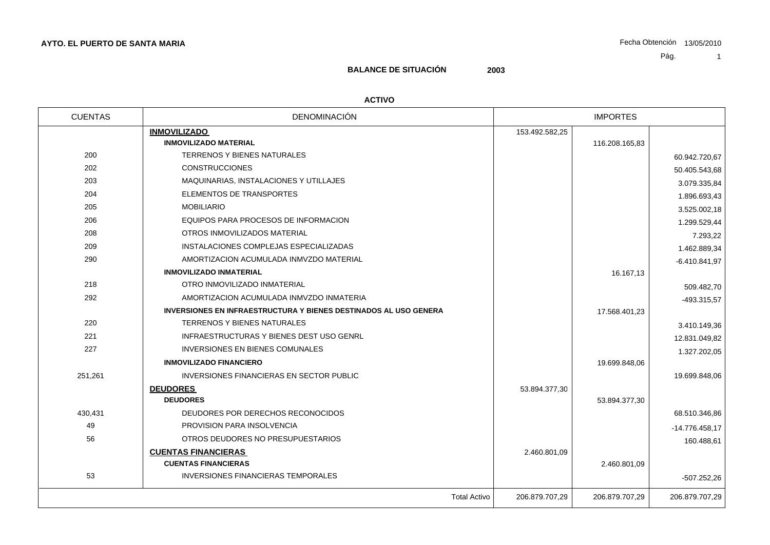**AYTO. EL PUERTO DE SANTA MARIA**

Fecha Obtención 13/05/2010

## BALANCE DE SITUACIÓN 2003

### ACTIVO

| CUENTAS | DENOMINACIÓN | IMPORTES | | |
|---|---|---|---|---|
| | **INMOVILIZADO** | 153.492.582,25 | | |
| | **INMOVILIZADO MATERIAL** | | 116.208.165,83 | |
| 200 | TERRENOS Y BIENES NATURALES | | | 60.942.720,67 |
| 202 | CONSTRUCCIONES | | | 50.405.543,68 |
| 203 | MAQUINARIAS, INSTALACIONES Y UTILLAJES | | | 3.079.335,84 |
| 204 | ELEMENTOS DE TRANSPORTES | | | 1.896.693,43 |
| 205 | MOBILIARIO | | | 3.525.002,18 |
| 206 | EQUIPOS PARA PROCESOS DE INFORMACION | | | 1.299.529,44 |
| 208 | OTROS INMOVILIZADOS MATERIAL | | | 7.293,22 |
| 209 | INSTALACIONES COMPLEJAS ESPECIALIZADAS | | | 1.462.889,34 |
| 290 | AMORTIZACION ACUMULADA INMVZDO MATERIAL | | | -6.410.841,97 |
| | **INMOVILIZADO INMATERIAL** | | 16.167,13 | |
| 218 | OTRO INMOVILIZADO INMATERIAL | | | 509.482,70 |
| 292 | AMORTIZACION ACUMULADA INMVZDO INMATERIA | | | -493.315,57 |
| | **INVERSIONES EN INFRAESTRUCTURA Y BIENES DESTINADOS AL USO GENERA** | | 17.568.401,23 | |
| 220 | TERRENOS Y BIENES NATURALES | | | 3.410.149,36 |
| 221 | INFRAESTRUCTURAS Y BIENES DEST USO GENRL | | | 12.831.049,82 |
| 227 | INVERSIONES EN BIENES COMUNALES | | | 1.327.202,05 |
| | **INMOVILIZADO FINANCIERO** | | 19.699.848,06 | |
| 251,261 | INVERSIONES FINANCIERAS EN SECTOR PUBLIC | | | 19.699.848,06 |
| | **DEUDORES** | 53.894.377,30 | | |
| | **DEUDORES** | | 53.894.377,30 | |
| 430,431 | DEUDORES POR DERECHOS RECONOCIDOS | | | 68.510.346,86 |
| 49 | PROVISION PARA INSOLVENCIA | | | -14.776.458,17 |
| 56 | OTROS DEUDORES NO PRESUPUESTARIOS | | | 160.488,61 |
| | **CUENTAS FINANCIERAS** | 2.460.801,09 | | |
| | **CUENTAS FINANCIERAS** | | 2.460.801,09 | |
| 53 | INVERSIONES FINANCIERAS TEMPORALES | | | -507.252,26 |
| | Total Activo | 206.879.707,29 | 206.879.707,29 | 206.879.707,29 |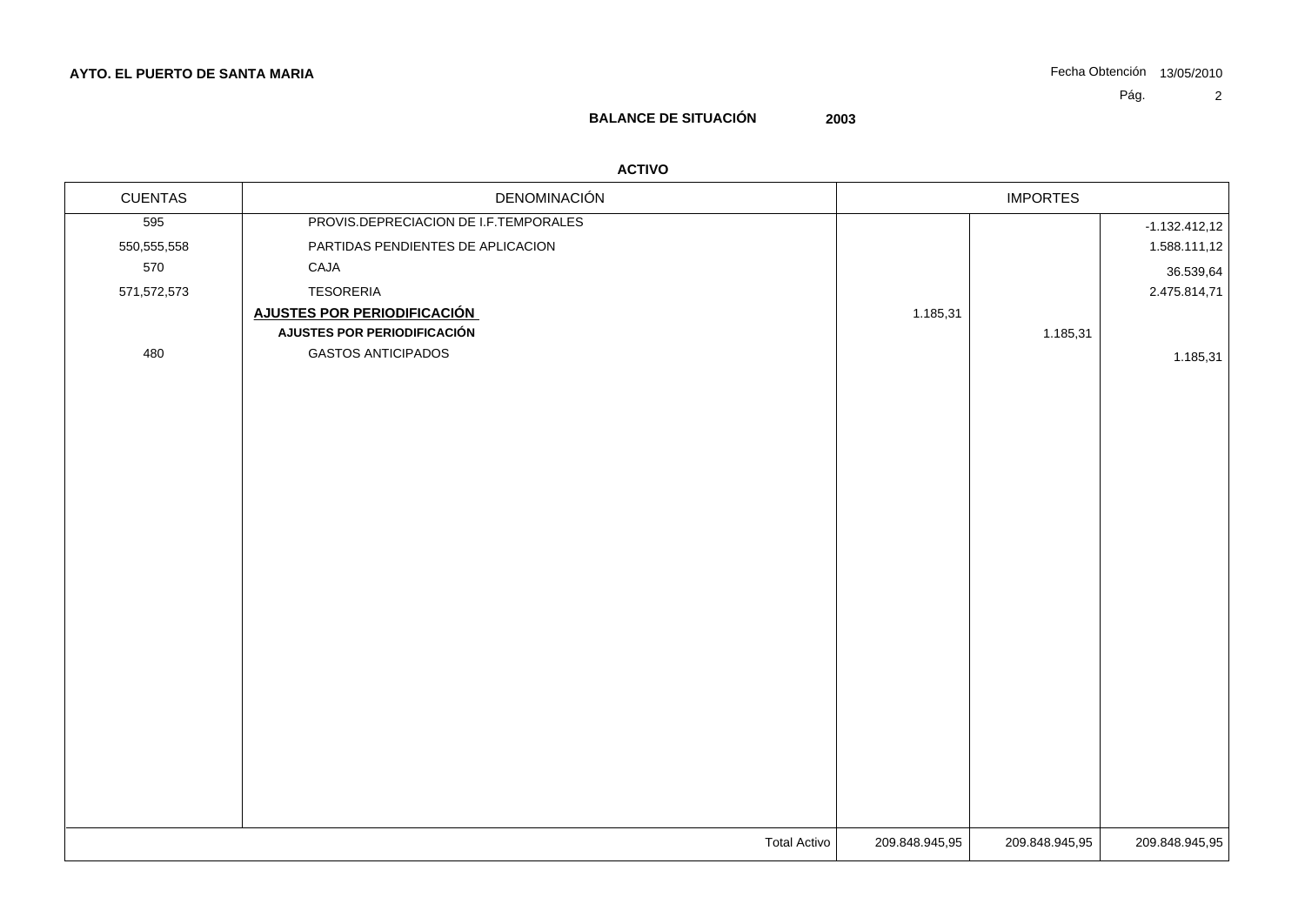**AYTO. EL PUERTO DE SANTA MARIA**

Fecha Obtención 13/05/2010

## BALANCE DE SITUACIÓN 2003

### ACTIVO

| CUENTAS | DENOMINACIÓN | IMPORTES | | |
|---|---|---|---|---|
| 595 | PROVIS.DEPRECIACION DE I.F.TEMPORALES | | | -1.132.412,12 |
| 550,555,558 | PARTIDAS PENDIENTES DE APLICACION | | | 1.588.111,12 |
| 570 | CAJA | | | 36.539,64 |
| 571,572,573 | TESORERIA | | | 2.475.814,71 |
| | **AJUSTES POR PERIODIFICACIÓN** | 1.185,31 | | |
| | **AJUSTES POR PERIODIFICACIÓN** | | 1.185,31 | |
| 480 | GASTOS ANTICIPADOS | | | 1.185,31 |
| | Total Activo | 209.848.945,95 | 209.848.945,95 | 209.848.945,95 |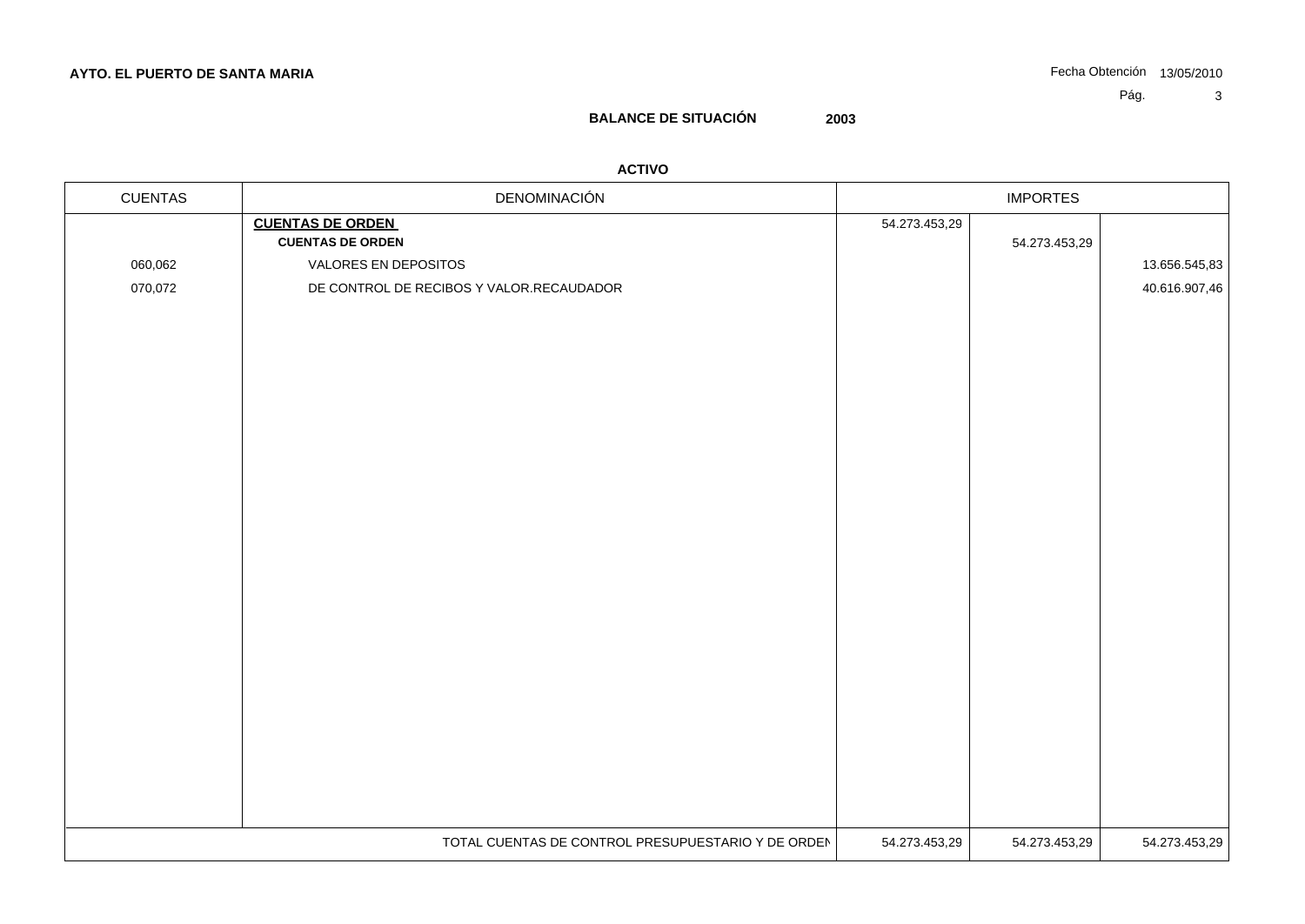**AYTO. EL PUERTO DE SANTA MARIA**

Fecha Obtención 13/05/2010

## BALANCE DE SITUACIÓN 2003

### ACTIVO

| CUENTAS | DENOMINACIÓN | IMPORTES | | |
|---|---|---|---|---|
| | **CUENTAS DE ORDEN** | 54.273.453,29 | | |
| | **CUENTAS DE ORDEN** | | 54.273.453,29 | |
| 060,062 | VALORES EN DEPOSITOS | | | 13.656.545,83 |
| 070,072 | DE CONTROL DE RECIBOS Y VALOR.RECAUDADOR | | | 40.616.907,46 |
| | TOTAL CUENTAS DE CONTROL PRESUPUESTARIO Y DE ORDEN | 54.273.453,29 | 54.273.453,29 | 54.273.453,29 |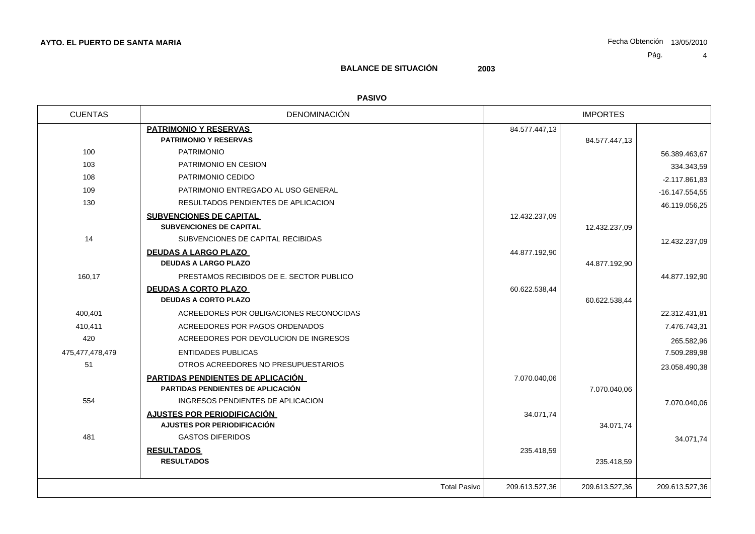**AYTO. EL PUERTO DE SANTA MARIA**

Fecha Obtención 13/05/2010

## BALANCE DE SITUACIÓN 2003

### PASIVO

| CUENTAS | DENOMINACIÓN | IMPORTES | | |
|---|---|---|---|---|
| | **PATRIMONIO Y RESERVAS** | 84.577.447,13 | | |
| | **PATRIMONIO Y RESERVAS** | | 84.577.447,13 | |
| 100 | PATRIMONIO | | | 56.389.463,67 |
| 103 | PATRIMONIO EN CESION | | | 334.343,59 |
| 108 | PATRIMONIO CEDIDO | | | -2.117.861,83 |
| 109 | PATRIMONIO ENTREGADO AL USO GENERAL | | | -16.147.554,55 |
| 130 | RESULTADOS PENDIENTES DE APLICACION | | | 46.119.056,25 |
| | **SUBVENCIONES DE CAPITAL** | 12.432.237,09 | | |
| | **SUBVENCIONES DE CAPITAL** | | 12.432.237,09 | |
| 14 | SUBVENCIONES DE CAPITAL RECIBIDAS | | | 12.432.237,09 |
| | **DEUDAS A LARGO PLAZO** | 44.877.192,90 | | |
| | **DEUDAS A LARGO PLAZO** | | 44.877.192,90 | |
| 160,17 | PRESTAMOS RECIBIDOS DE E. SECTOR PUBLICO | | | 44.877.192,90 |
| | **DEUDAS A CORTO PLAZO** | 60.622.538,44 | | |
| | **DEUDAS A CORTO PLAZO** | | 60.622.538,44 | |
| 400,401 | ACREEDORES POR OBLIGACIONES RECONOCIDAS | | | 22.312.431,81 |
| 410,411 | ACREEDORES POR PAGOS ORDENADOS | | | 7.476.743,31 |
| 420 | ACREEDORES POR DEVOLUCION DE INGRESOS | | | 265.582,96 |
| 475,477,478,479 | ENTIDADES PUBLICAS | | | 7.509.289,98 |
| 51 | OTROS ACREEDORES NO PRESUPUESTARIOS | | | 23.058.490,38 |
| | **PARTIDAS PENDIENTES DE APLICACIÓN** | 7.070.040,06 | | |
| | **PARTIDAS PENDIENTES DE APLICACIÓN** | | 7.070.040,06 | |
| 554 | INGRESOS PENDIENTES DE APLICACION | | | 7.070.040,06 |
| | **AJUSTES POR PERIODIFICACIÓN** | 34.071,74 | | |
| | **AJUSTES POR PERIODIFICACIÓN** | | 34.071,74 | |
| 481 | GASTOS DIFERIDOS | | | 34.071,74 |
| | **RESULTADOS** | 235.418,59 | | |
| | **RESULTADOS** | | 235.418,59 | |
| | Total Pasivo | 209.613.527,36 | 209.613.527,36 | 209.613.527,36 |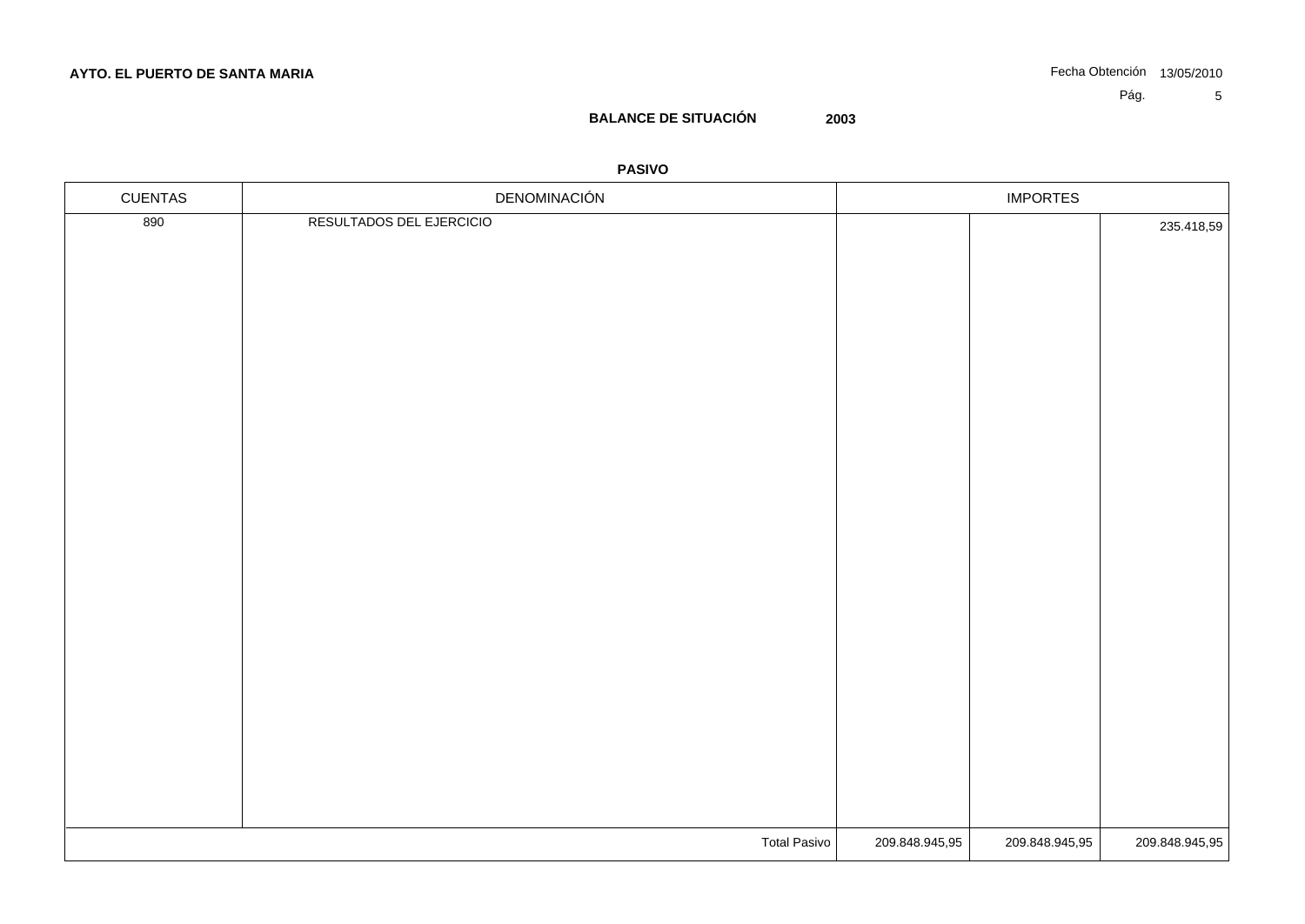**AYTO. EL PUERTO DE SANTA MARIA**

Fecha Obtención 13/05/2010

## BALANCE DE SITUACIÓN 2003

### PASIVO

| CUENTAS | DENOMINACIÓN | IMPORTES | | |
|---|---|---|---|---|
| 890 | RESULTADOS DEL EJERCICIO | | | 235.418,59 |
| | Total Pasivo | 209.848.945,95 | 209.848.945,95 | 209.848.945,95 |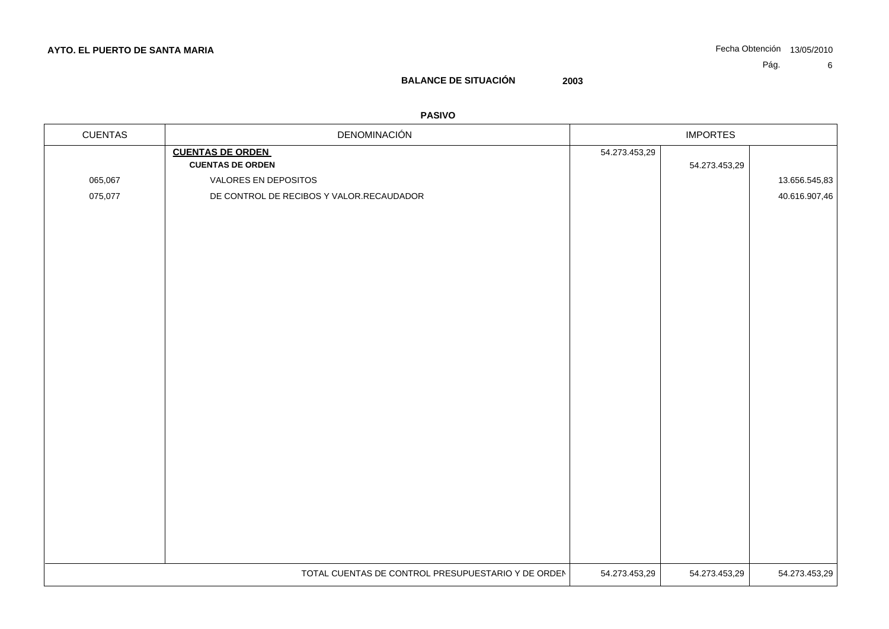**AYTO. EL PUERTO DE SANTA MARIA**

Fecha Obtención 13/05/2010

## BALANCE DE SITUACIÓN 2003

### PASIVO

| CUENTAS | DENOMINACIÓN | IMPORTES | | |
|---|---|---|---|---|
| | **CUENTAS DE ORDEN** | 54.273.453,29 | | |
| | **CUENTAS DE ORDEN** | | 54.273.453,29 | |
| 065,067 | VALORES EN DEPOSITOS | | | 13.656.545,83 |
| 075,077 | DE CONTROL DE RECIBOS Y VALOR.RECAUDADOR | | | 40.616.907,46 |
| | TOTAL CUENTAS DE CONTROL PRESUPUESTARIO Y DE ORDEN | 54.273.453,29 | 54.273.453,29 | 54.273.453,29 |